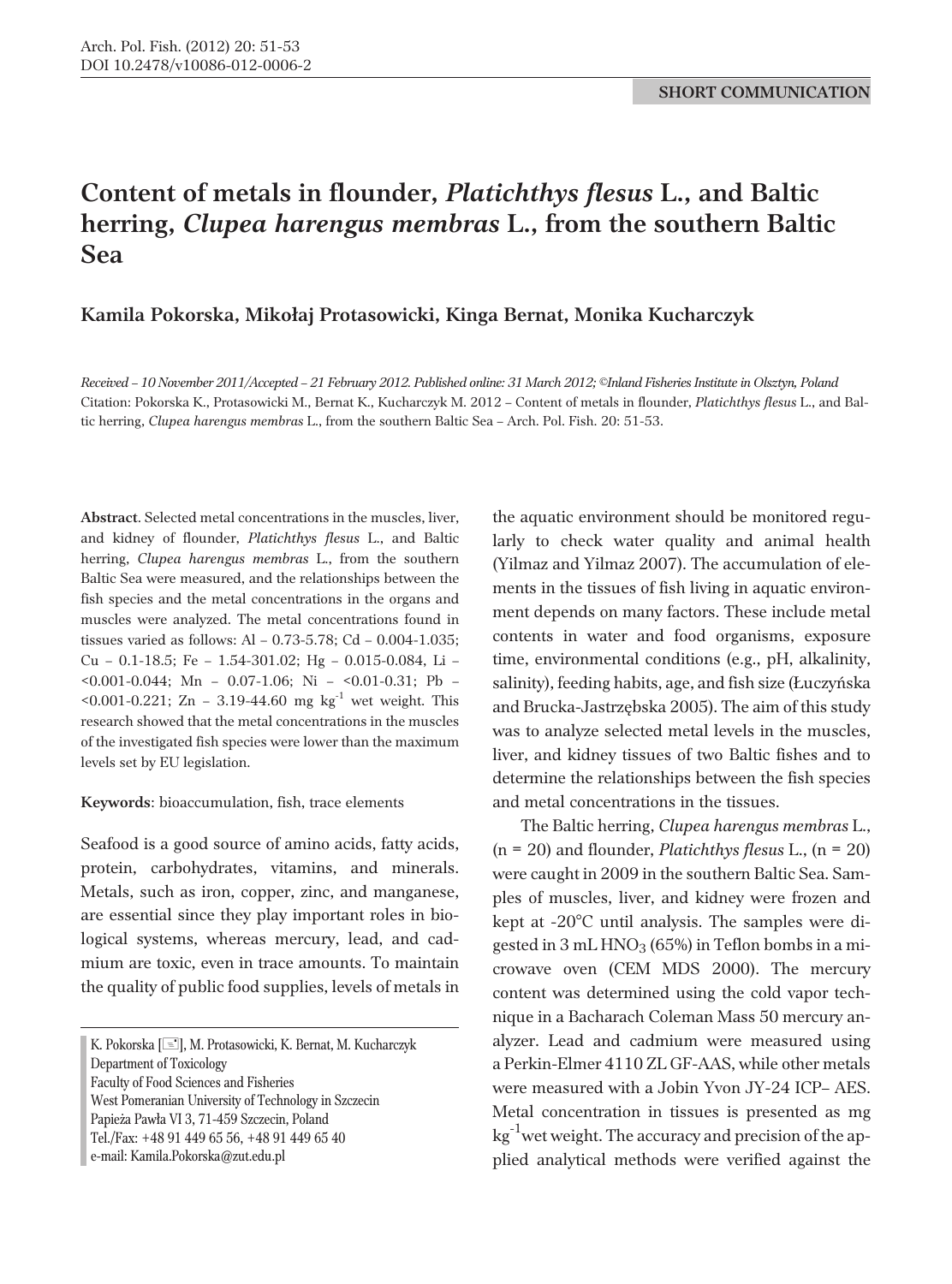**SHORT COMMUNICATION**

# Content of metals in flounder, *Platichthys flesus* L., and Baltic herring, *Clupea harengus membras* L., from the southern Baltic Sea

**Kamila Pokorska, Mikołaj Protasowicki, Kinga Bernat, Monika Kucharczyk**

*Received – 10 November 2011/Accepted – 21 February 2012. Published online: 31 March 2012; ©Inland Fisheries Institute in Olsztyn, Poland*

Citation: Pokorska K., Protasowicki M., Bernat K., Kucharczyk M. 2012 – Content of metals in flounder, *Platichthys flesus* L., and Baltic herring, *Clupea harengus membras* L., from the southern Baltic Sea – Arch. Pol. Fish. 20: 51-53.

**Abstract**. Selected metal concentrations in the muscles, liver, and kidney of flounder, *Platichthys flesus* L., and Baltic herring, *Clupea harengus membras* L., from the southern Baltic Sea were measured, and the relationships between the fish species and the metal concentrations in the organs and muscles were analyzed. The metal concentrations found in tissues varied as follows: Al – 0.73-5.78; Cd – 0.004-1.035; Cu – 0.1-18.5; Fe – 1.54-301.02; Hg – 0.015-0.084, Li – <0.001-0.044; Mn – 0.07-1.06; Ni – <0.01-0.31; Pb – <0.001-0.221; Zn – 3.19-44.60 mg $kg^{-1}$ wet weight. This research showed that the metal concentrations in the muscles of the investigated fish species were lower than the maximum levels set by EU legislation.

**Keywords**: bioaccumulation, fish, trace elements

Seafood is a good source of amino acids, fatty acids, protein, carbohydrates, vitamins, and minerals. Metals, such as iron, copper, zinc, and manganese, are essential since they play important roles in biological systems, whereas mercury, lead, and cadmium are toxic, even in trace amounts. To maintain the quality of public food supplies, levels of metals in the aquatic environment should be monitored regularly to check water quality and animal health (Yilmaz and Yilmaz 2007). The accumulation of elements in the tissues of fish living in aquatic environment depends on many factors. These include metal contents in water and food organisms, exposure time, environmental conditions (e.g., pH, alkalinity, salinity), feeding habits, age, and fish size (Łuczyńska and Brucka-Jastrzębska 2005). The aim of this study was to analyze selected metal levels in the muscles, liver, and kidney tissues of two Baltic fishes and to determine the relationships between the fish species and metal concentrations in the tissues.

The Baltic herring, *Clupea harengus membras* L., (n = 20) and flounder, *Platichthys flesus* L., (n = 20) were caught in 2009 in the southern Baltic Sea. Samples of muscles, liver, and kidney were frozen and kept at -20°C until analysis. The samples were digested in 3 mL $HNO_3$ (65%) in Teflon bombs in a microwave oven (CEM MDS 2000). The mercury content was determined using the cold vapor technique in a Bacharach Coleman Mass 50 mercury analyzer. Lead and cadmium were measured using a Perkin-Elmer 4110 ZL GF-AAS, while other metals were measured with a Jobin Yvon JY-24 ICP– AES. Metal concentration in tissues is presented as mg $kg^{-1}$ wet weight. The accuracy and precision of the applied analytical methods were verified against the

K. Pokorska [✉], M. Protasowicki, K. Bernat, M. Kucharczyk
Department of Toxicology
Faculty of Food Sciences and Fisheries
West Pomeranian University of Technology in Szczecin
Papieża Pawła VI 3, 71-459 Szczecin, Poland
Tel./Fax: +48 91 449 65 56, +48 91 449 65 40
e-mail: Kamila.Pokorska@zut.edu.pl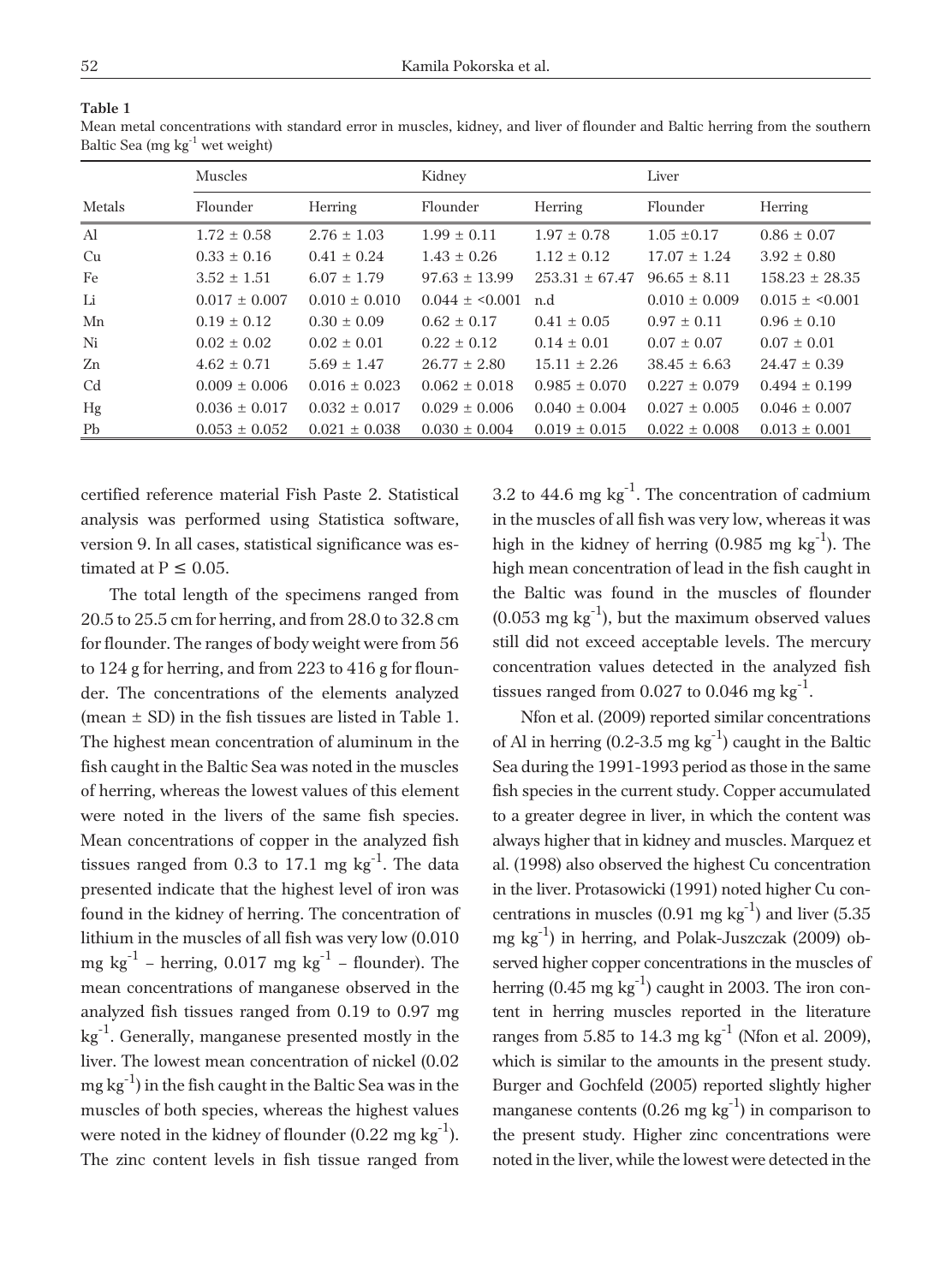**Table 1**

Mean metal concentrations with standard error in muscles, kidney, and liver of flounder and Baltic herring from the southern Baltic Sea (mg kg$^{-1}$ wet weight)

| Metals | Muscles | | Kidney | | Liver | |
|---|---|---|---|---|---|---|
| | Flounder | Herring | Flounder | Herring | Flounder | Herring |
| Al | 1.72 ± 0.58 | 2.76 ± 1.03 | 1.99 ± 0.11 | 1.97 ± 0.78 | 1.05 ±0.17 | 0.86 ± 0.07 |
| Cu | 0.33 ± 0.16 | 0.41 ± 0.24 | 1.43 ± 0.26 | 1.12 ± 0.12 | 17.07 ± 1.24 | 3.92 ± 0.80 |
| Fe | 3.52 ± 1.51 | 6.07 ± 1.79 | 97.63 ± 13.99 | 253.31 ± 67.47 | 96.65 ± 8.11 | 158.23 ± 28.35 |
| Li | 0.017 ± 0.007 | 0.010 ± 0.010 | 0.044 ± <0.001 | n.d | 0.010 ± 0.009 | 0.015 ± <0.001 |
| Mn | 0.19 ± 0.12 | 0.30 ± 0.09 | 0.62 ± 0.17 | 0.41 ± 0.05 | 0.97 ± 0.11 | 0.96 ± 0.10 |
| Ni | 0.02 ± 0.02 | 0.02 ± 0.01 | 0.22 ± 0.12 | 0.14 ± 0.01 | 0.07 ± 0.07 | 0.07 ± 0.01 |
| Zn | 4.62 ± 0.71 | 5.69 ± 1.47 | 26.77 ± 2.80 | 15.11 ± 2.26 | 38.45 ± 6.63 | 24.47 ± 0.39 |
| Cd | 0.009 ± 0.006 | 0.016 ± 0.023 | 0.062 ± 0.018 | 0.985 ± 0.070 | 0.227 ± 0.079 | 0.494 ± 0.199 |
| Hg | 0.036 ± 0.017 | 0.032 ± 0.017 | 0.029 ± 0.006 | 0.040 ± 0.004 | 0.027 ± 0.005 | 0.046 ± 0.007 |
| Pb | 0.053 ± 0.052 | 0.021 ± 0.038 | 0.030 ± 0.004 | 0.019 ± 0.015 | 0.022 ± 0.008 | 0.013 ± 0.001 |

certified reference material Fish Paste 2. Statistical analysis was performed using Statistica software, version 9. In all cases, statistical significance was estimated at $P \leq 0.05$.

The total length of the specimens ranged from 20.5 to 25.5 cm for herring, and from 28.0 to 32.8 cm for flounder. The ranges of body weight were from 56 to 124 g for herring, and from 223 to 416 g for flounder. The concentrations of the elements analyzed (mean ± SD) in the fish tissues are listed in Table 1. The highest mean concentration of aluminum in the fish caught in the Baltic Sea was noted in the muscles of herring, whereas the lowest values of this element were noted in the livers of the same fish species. Mean concentrations of copper in the analyzed fish tissues ranged from 0.3 to 17.1 mg kg$^{-1}$. The data presented indicate that the highest level of iron was found in the kidney of herring. The concentration of lithium in the muscles of all fish was very low (0.010 mg kg$^{-1}$ – herring, 0.017 mg kg$^{-1}$ – flounder). The mean concentrations of manganese observed in the analyzed fish tissues ranged from 0.19 to 0.97 mg kg$^{-1}$. Generally, manganese presented mostly in the liver. The lowest mean concentration of nickel (0.02 mg kg$^{-1}$) in the fish caught in the Baltic Sea was in the muscles of both species, whereas the highest values were noted in the kidney of flounder (0.22 mg kg$^{-1}$). The zinc content levels in fish tissue ranged from 3.2 to 44.6 mg kg$^{-1}$. The concentration of cadmium in the muscles of all fish was very low, whereas it was high in the kidney of herring (0.985 mg kg$^{-1}$). The high mean concentration of lead in the fish caught in the Baltic was found in the muscles of flounder (0.053 mg kg$^{-1}$), but the maximum observed values still did not exceed acceptable levels. The mercury concentration values detected in the analyzed fish tissues ranged from 0.027 to 0.046 mg kg$^{-1}$.

Nfon et al. (2009) reported similar concentrations of Al in herring (0.2-3.5 mg kg$^{-1}$) caught in the Baltic Sea during the 1991-1993 period as those in the same fish species in the current study. Copper accumulated to a greater degree in liver, in which the content was always higher that in kidney and muscles. Marquez et al. (1998) also observed the highest Cu concentration in the liver. Protasowicki (1991) noted higher Cu concentrations in muscles (0.91 mg kg$^{-1}$) and liver (5.35 mg kg$^{-1}$) in herring, and Polak-Juszczak (2009) observed higher copper concentrations in the muscles of herring (0.45 mg kg$^{-1}$) caught in 2003. The iron content in herring muscles reported in the literature ranges from 5.85 to 14.3 mg kg$^{-1}$ (Nfon et al. 2009), which is similar to the amounts in the present study. Burger and Gochfeld (2005) reported slightly higher manganese contents (0.26 mg kg$^{-1}$) in comparison to the present study. Higher zinc concentrations were noted in the liver, while the lowest were detected in the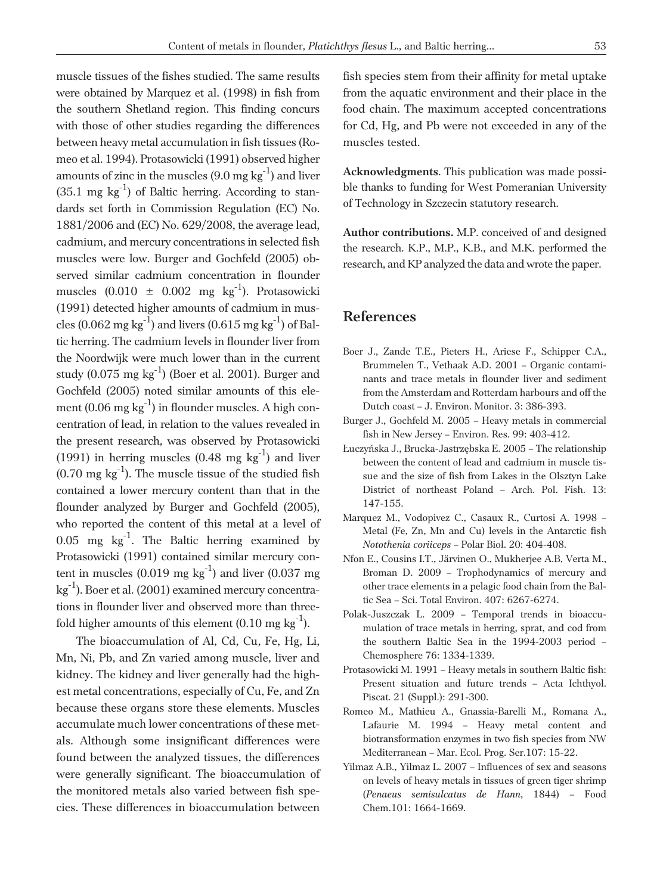muscle tissues of the fishes studied. The same results were obtained by Marquez et al. (1998) in fish from the southern Shetland region. This finding concurs with those of other studies regarding the differences between heavy metal accumulation in fish tissues (Romeo et al. 1994). Protasowicki (1991) observed higher amounts of zinc in the muscles (9.0 mg $kg^{-1}$) and liver (35.1 mg $kg^{-1}$) of Baltic herring. According to standards set forth in Commission Regulation (EC) No. 1881/2006 and (EC) No. 629/2008, the average lead, cadmium, and mercury concentrations in selected fish muscles were low. Burger and Gochfeld (2005) observed similar cadmium concentration in flounder muscles (0.010 ± 0.002 mg $kg^{-1}$). Protasowicki (1991) detected higher amounts of cadmium in muscles (0.062 mg $kg^{-1}$) and livers (0.615 mg $kg^{-1}$) of Baltic herring. The cadmium levels in flounder liver from the Noordwijk were much lower than in the current study (0.075 mg $kg^{-1}$) (Boer et al. 2001). Burger and Gochfeld (2005) noted similar amounts of this element (0.06 mg $kg^{-1}$) in flounder muscles. A high concentration of lead, in relation to the values revealed in the present research, was observed by Protasowicki (1991) in herring muscles (0.48 mg $kg^{-1}$) and liver (0.70 mg $kg^{-1}$). The muscle tissue of the studied fish contained a lower mercury content than that in the flounder analyzed by Burger and Gochfeld (2005), who reported the content of this metal at a level of 0.05 mg $kg^{-1}$. The Baltic herring examined by Protasowicki (1991) contained similar mercury content in muscles (0.019 mg $kg^{-1}$) and liver (0.037 mg $kg^{-1}$). Boer et al. (2001) examined mercury concentrations in flounder liver and observed more than threefold higher amounts of this element (0.10 mg $kg^{-1}$).

The bioaccumulation of Al, Cd, Cu, Fe, Hg, Li, Mn, Ni, Pb, and Zn varied among muscle, liver and kidney. The kidney and liver generally had the highest metal concentrations, especially of Cu, Fe, and Zn because these organs store these elements. Muscles accumulate much lower concentrations of these metals. Although some insignificant differences were found between the analyzed tissues, the differences were generally significant. The bioaccumulation of the monitored metals also varied between fish species. These differences in bioaccumulation between fish species stem from their affinity for metal uptake from the aquatic environment and their place in the food chain. The maximum accepted concentrations for Cd, Hg, and Pb were not exceeded in any of the muscles tested.

**Acknowledgments**. This publication was made possible thanks to funding for West Pomeranian University of Technology in Szczecin statutory research.

**Author contributions.** M.P. conceived of and designed the research. K.P., M.P., K.B., and M.K. performed the research, and KP analyzed the data and wrote the paper.

## References

Boer J., Zande T.E., Pieters H., Ariese F., Schipper C.A., Brummelen T., Vethaak A.D. 2001 – Organic contaminants and trace metals in flounder liver and sediment from the Amsterdam and Rotterdam harbours and off the Dutch coast – J. Environ. Monitor. 3: 386-393.

Burger J., Gochfeld M. 2005 – Heavy metals in commercial fish in New Jersey – Environ. Res. 99: 403-412.

Łuczyńska J., Brucka-Jastrzębska E. 2005 – The relationship between the content of lead and cadmium in muscle tissue and the size of fish from Lakes in the Olsztyn Lake District of northeast Poland – Arch. Pol. Fish. 13: 147-155.

Marquez M., Vodopivez C., Casaux R., Curtosi A. 1998 – Metal (Fe, Zn, Mn and Cu) levels in the Antarctic fish *Notothenia coriiceps* – Polar Biol. 20: 404-408.

Nfon E., Cousins I.T., Järvinen O., Mukherjee A.B, Verta M., Broman D. 2009 – Trophodynamics of mercury and other trace elements in a pelagic food chain from the Baltic Sea – Sci. Total Environ. 407: 6267-6274.

Polak-Juszczak L. 2009 – Temporal trends in bioaccumulation of trace metals in herring, sprat, and cod from the southern Baltic Sea in the 1994-2003 period – Chemosphere 76: 1334-1339.

Protasowicki M. 1991 – Heavy metals in southern Baltic fish: Present situation and future trends – Acta Ichthyol. Piscat. 21 (Suppl.): 291-300.

Romeo M., Mathieu A., Gnassia-Barelli M., Romana A., Lafaurie M. 1994 – Heavy metal content and biotransformation enzymes in two fish species from NW Mediterranean – Mar. Ecol. Prog. Ser.107: 15-22.

Yilmaz A.B., Yilmaz L. 2007 – Influences of sex and seasons on levels of heavy metals in tissues of green tiger shrimp (*Penaeus semisulcatus de Hann*, 1844) – Food Chem.101: 1664-1669.